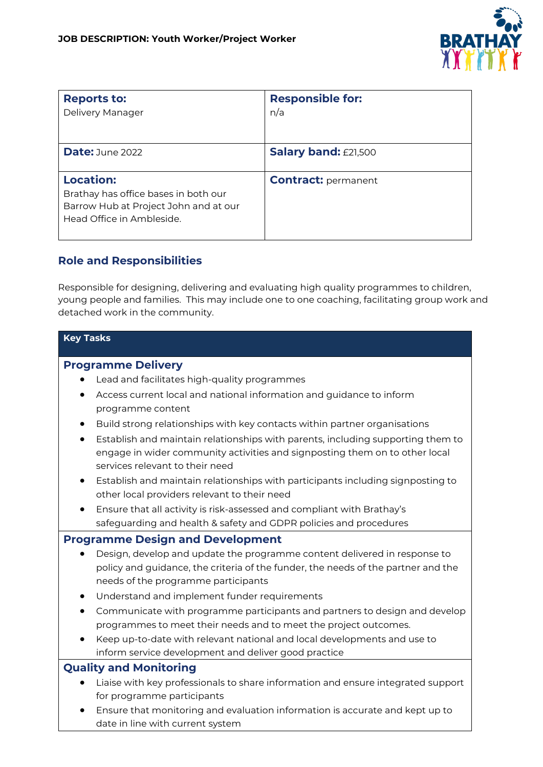**JOB DESCRIPTION: Youth Worker/Project Worker**

| **Reports to:** Delivery Manager | **Responsible for:** n/a |
|---|---|
| **Date:** June 2022 | **Salary band:** £21,500 |
| **Location:** Brathay has office bases in both our Barrow Hub at Project John and at our Head Office in Ambleside. | **Contract:** permanent |

## Role and Responsibilities

Responsible for designing, delivering and evaluating high quality programmes to children, young people and families. This may include one to one coaching, facilitating group work and detached work in the community.

**Key Tasks**

### Programme Delivery

- Lead and facilitates high-quality programmes
- Access current local and national information and guidance to inform programme content
- Build strong relationships with key contacts within partner organisations
- Establish and maintain relationships with parents, including supporting them to engage in wider community activities and signposting them on to other local services relevant to their need
- Establish and maintain relationships with participants including signposting to other local providers relevant to their need
- Ensure that all activity is risk-assessed and compliant with Brathay's safeguarding and health & safety and GDPR policies and procedures

### Programme Design and Development

- Design, develop and update the programme content delivered in response to policy and guidance, the criteria of the funder, the needs of the partner and the needs of the programme participants
- Understand and implement funder requirements
- Communicate with programme participants and partners to design and develop programmes to meet their needs and to meet the project outcomes.
- Keep up-to-date with relevant national and local developments and use to inform service development and deliver good practice

### Quality and Monitoring

- Liaise with key professionals to share information and ensure integrated support for programme participants
- Ensure that monitoring and evaluation information is accurate and kept up to date in line with current system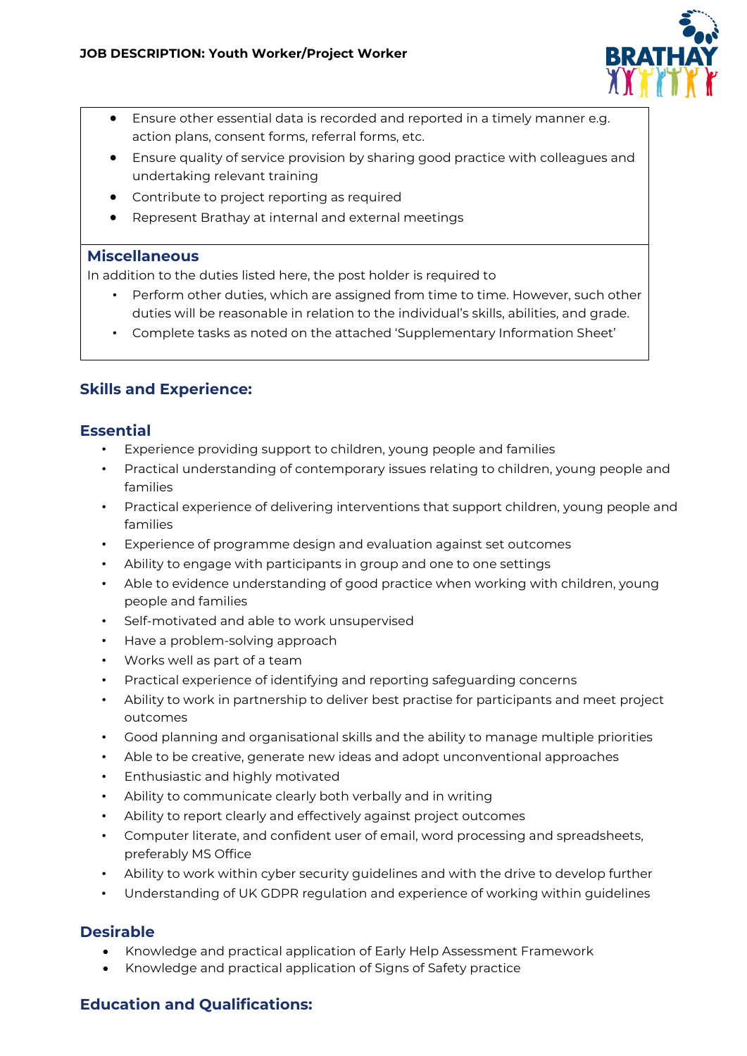- Ensure other essential data is recorded and reported in a timely manner e.g. action plans, consent forms, referral forms, etc.
- Ensure quality of service provision by sharing good practice with colleagues and undertaking relevant training
- Contribute to project reporting as required
- Represent Brathay at internal and external meetings

### Miscellaneous

In addition to the duties listed here, the post holder is required to

- Perform other duties, which are assigned from time to time. However, such other duties will be reasonable in relation to the individual's skills, abilities, and grade.
- Complete tasks as noted on the attached 'Supplementary Information Sheet'

## Skills and Experience:

### Essential

- Experience providing support to children, young people and families
- Practical understanding of contemporary issues relating to children, young people and families
- Practical experience of delivering interventions that support children, young people and families
- Experience of programme design and evaluation against set outcomes
- Ability to engage with participants in group and one to one settings
- Able to evidence understanding of good practice when working with children, young people and families
- Self-motivated and able to work unsupervised
- Have a problem-solving approach
- Works well as part of a team
- Practical experience of identifying and reporting safeguarding concerns
- Ability to work in partnership to deliver best practise for participants and meet project outcomes
- Good planning and organisational skills and the ability to manage multiple priorities
- Able to be creative, generate new ideas and adopt unconventional approaches
- Enthusiastic and highly motivated
- Ability to communicate clearly both verbally and in writing
- Ability to report clearly and effectively against project outcomes
- Computer literate, and confident user of email, word processing and spreadsheets, preferably MS Office
- Ability to work within cyber security guidelines and with the drive to develop further
- Understanding of UK GDPR regulation and experience of working within guidelines

### Desirable

- Knowledge and practical application of Early Help Assessment Framework
- Knowledge and practical application of Signs of Safety practice

## Education and Qualifications: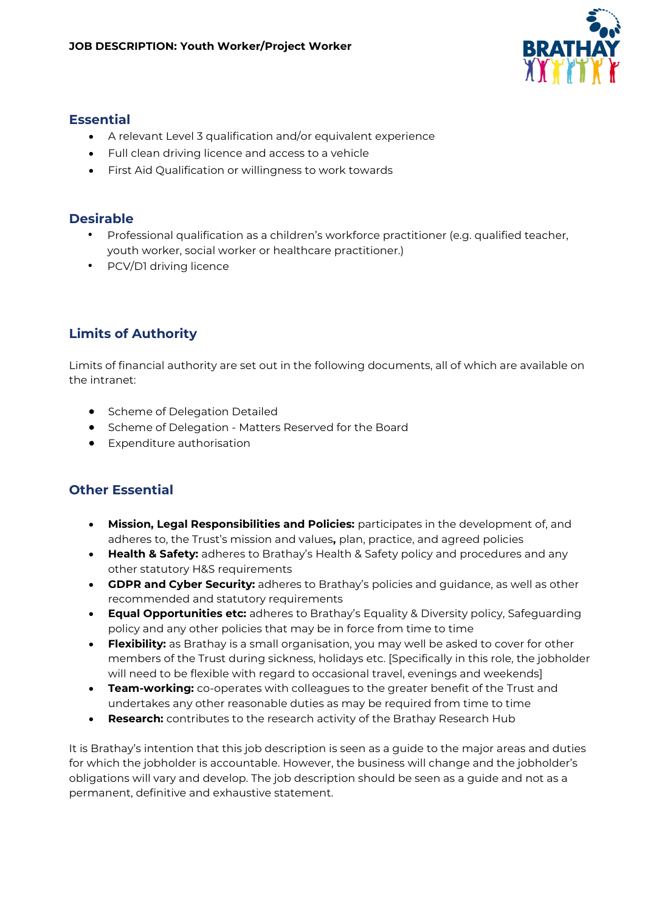## Essential

- A relevant Level 3 qualification and/or equivalent experience
- Full clean driving licence and access to a vehicle
- First Aid Qualification or willingness to work towards

## Desirable

- Professional qualification as a children's workforce practitioner (e.g. qualified teacher, youth worker, social worker or healthcare practitioner.)
- PCV/D1 driving licence

## Limits of Authority

Limits of financial authority are set out in the following documents, all of which are available on the intranet:

- Scheme of Delegation Detailed
- Scheme of Delegation - Matters Reserved for the Board
- Expenditure authorisation

## Other Essential

- **Mission, Legal Responsibilities and Policies:** participates in the development of, and adheres to, the Trust's mission and values**,** plan, practice, and agreed policies
- **Health & Safety:** adheres to Brathay's Health & Safety policy and procedures and any other statutory H&S requirements
- **GDPR and Cyber Security:** adheres to Brathay's policies and guidance, as well as other recommended and statutory requirements
- **Equal Opportunities etc:** adheres to Brathay's Equality & Diversity policy, Safeguarding policy and any other policies that may be in force from time to time
- **Flexibility:** as Brathay is a small organisation, you may well be asked to cover for other members of the Trust during sickness, holidays etc. [Specifically in this role, the jobholder will need to be flexible with regard to occasional travel, evenings and weekends]
- **Team-working:** co-operates with colleagues to the greater benefit of the Trust and undertakes any other reasonable duties as may be required from time to time
- **Research:** contributes to the research activity of the Brathay Research Hub

It is Brathay's intention that this job description is seen as a guide to the major areas and duties for which the jobholder is accountable. However, the business will change and the jobholder's obligations will vary and develop. The job description should be seen as a guide and not as a permanent, definitive and exhaustive statement.